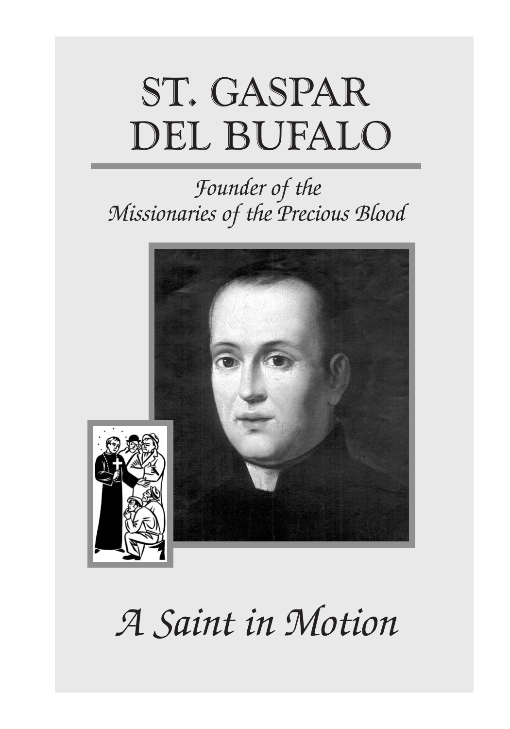# ST. GASPAR DEL BUFALO

*Founder of the Missionaries of the Precious Blood*

*A Saint in Motion*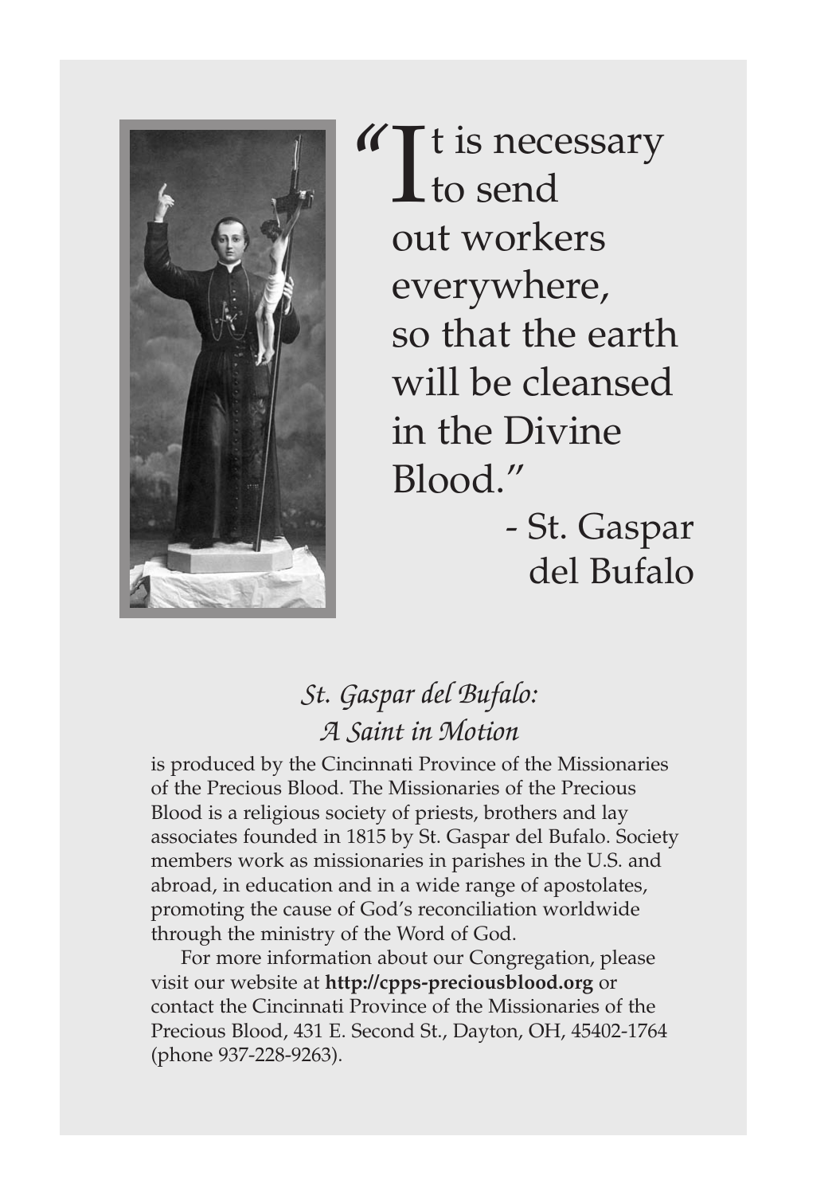> "It is necessary to send out workers everywhere, so that the earth will be cleansed in the Divine Blood."
>
> \- St. Gaspar del Bufalo

*St. Gaspar del Bufalo: A Saint in Motion*

is produced by the Cincinnati Province of the Missionaries of the Precious Blood. The Missionaries of the Precious Blood is a religious society of priests, brothers and lay associates founded in 1815 by St. Gaspar del Bufalo. Society members work as missionaries in parishes in the U.S. and abroad, in education and in a wide range of apostolates, promoting the cause of God's reconciliation worldwide through the ministry of the Word of God.

For more information about our Congregation, please visit our website at **http://cpps-preciousblood.org** or contact the Cincinnati Province of the Missionaries of the Precious Blood, 431 E. Second St., Dayton, OH, 45402-1764 (phone 937-228-9263).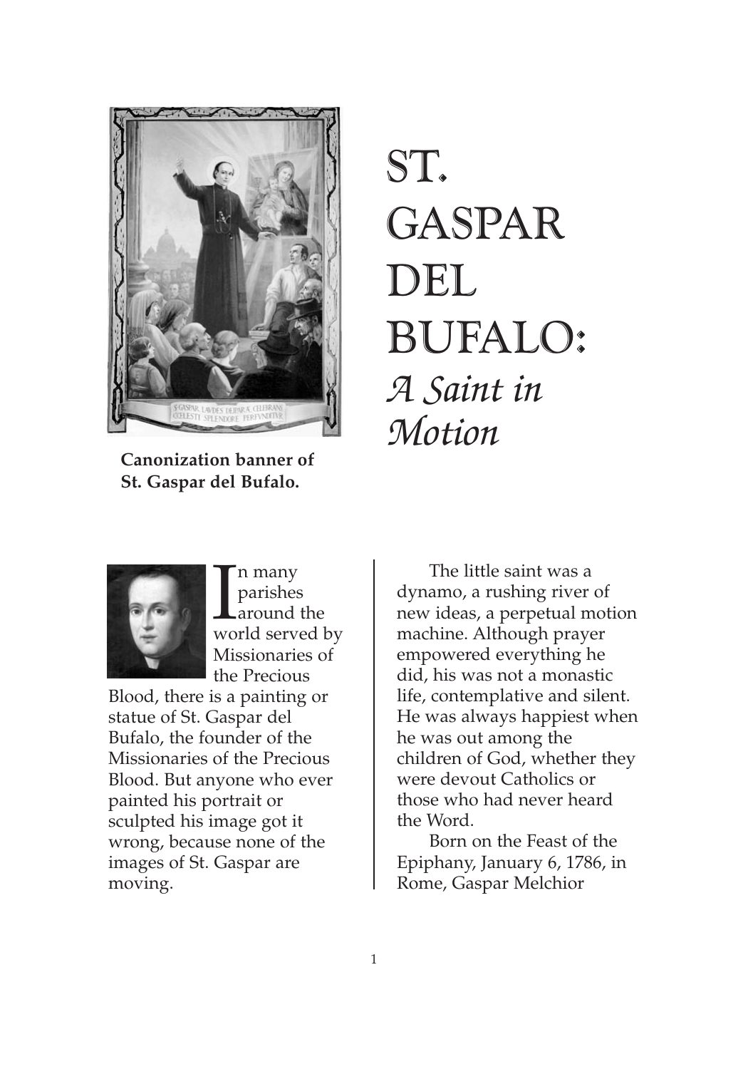# ST. GASPAR DEL BUFALO: *A Saint in Motion*

**Canonization banner of St. Gaspar del Bufalo.**

In many parishes around the world served by Missionaries of the Precious Blood, there is a painting or statue of St. Gaspar del Bufalo, the founder of the Missionaries of the Precious Blood. But anyone who ever painted his portrait or sculpted his image got it wrong, because none of the images of St. Gaspar are moving.

The little saint was a dynamo, a rushing river of new ideas, a perpetual motion machine. Although prayer empowered everything he did, his was not a monastic life, contemplative and silent. He was always happiest when he was out among the children of God, whether they were devout Catholics or those who had never heard the Word.

Born on the Feast of the Epiphany, January 6, 1786, in Rome, Gaspar Melchior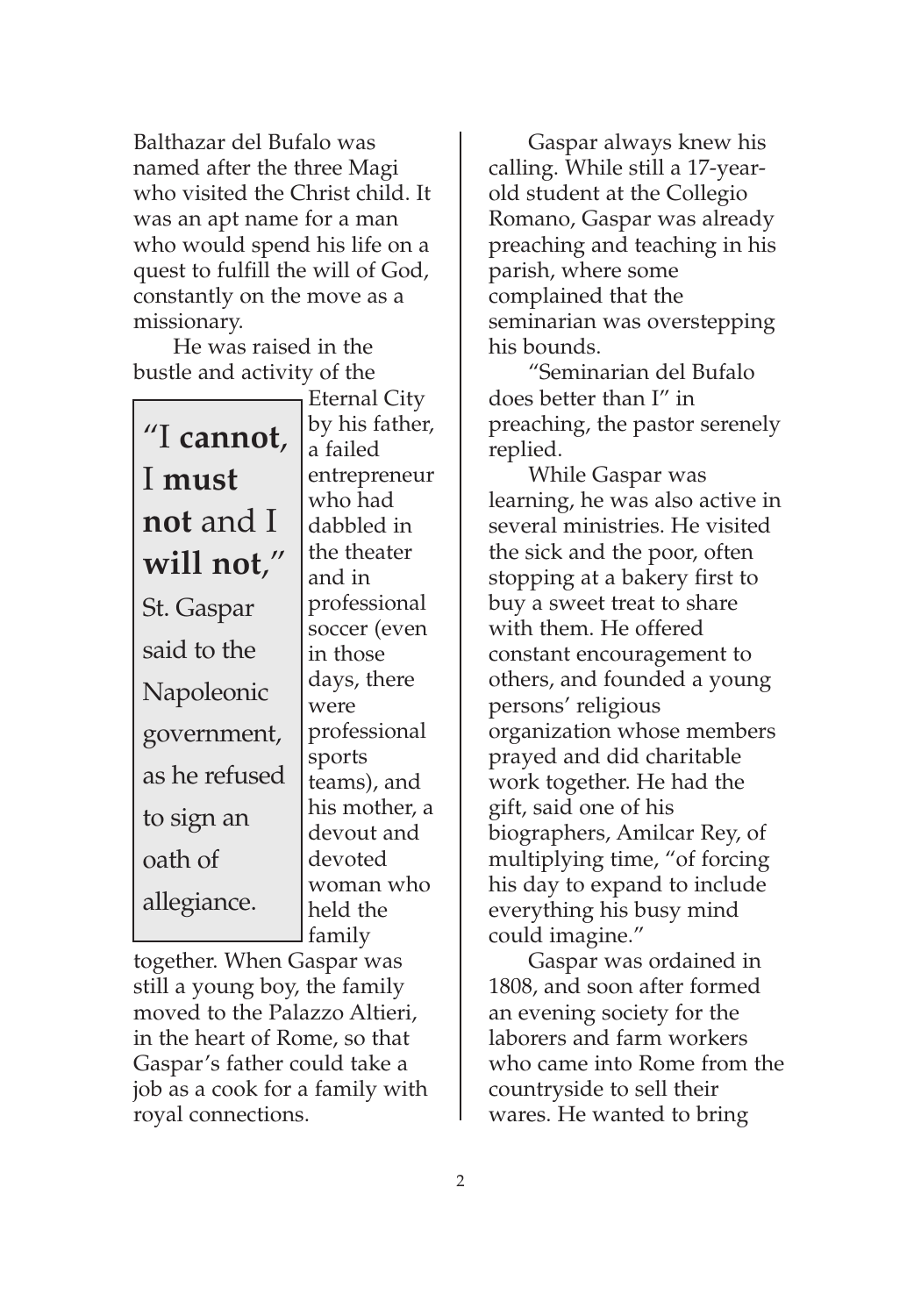Balthazar del Bufalo was named after the three Magi who visited the Christ child. It was an apt name for a man who would spend his life on a quest to fulfill the will of God, constantly on the move as a missionary.

He was raised in the bustle and activity of the Eternal City by his father, a failed entrepreneur who had dabbled in the theater and in professional soccer (even in those days, there were professional sports teams), and his mother, a devout and devoted woman who held the family together. When Gaspar was still a young boy, the family moved to the Palazzo Altieri, in the heart of Rome, so that Gaspar's father could take a job as a cook for a family with royal connections.

> "I **cannot**, I **must not** and I **will not**," St. Gaspar said to the Napoleonic government, as he refused to sign an oath of allegiance.

Gaspar always knew his calling. While still a 17-year-old student at the Collegio Romano, Gaspar was already preaching and teaching in his parish, where some complained that the seminarian was overstepping his bounds.

"Seminarian del Bufalo does better than I" in preaching, the pastor serenely replied.

While Gaspar was learning, he was also active in several ministries. He visited the sick and the poor, often stopping at a bakery first to buy a sweet treat to share with them. He offered constant encouragement to others, and founded a young persons' religious organization whose members prayed and did charitable work together. He had the gift, said one of his biographers, Amilcar Rey, of multiplying time, "of forcing his day to expand to include everything his busy mind could imagine."

Gaspar was ordained in 1808, and soon after formed an evening society for the laborers and farm workers who came into Rome from the countryside to sell their wares. He wanted to bring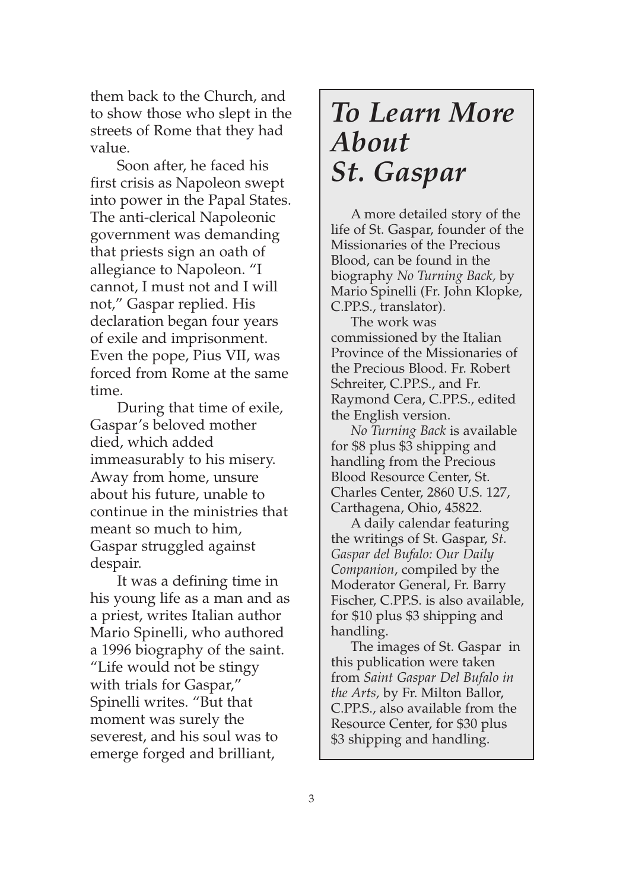them back to the Church, and to show those who slept in the streets of Rome that they had value.

Soon after, he faced his first crisis as Napoleon swept into power in the Papal States. The anti-clerical Napoleonic government was demanding that priests sign an oath of allegiance to Napoleon. "I cannot, I must not and I will not," Gaspar replied. His declaration began four years of exile and imprisonment. Even the pope, Pius VII, was forced from Rome at the same time.

During that time of exile, Gaspar's beloved mother died, which added immeasurably to his misery. Away from home, unsure about his future, unable to continue in the ministries that meant so much to him, Gaspar struggled against despair.

It was a defining time in his young life as a man and as a priest, writes Italian author Mario Spinelli, who authored a 1996 biography of the saint. "Life would not be stingy with trials for Gaspar," Spinelli writes. "But that moment was surely the severest, and his soul was to emerge forged and brilliant,

# *To Learn More About St. Gaspar*

A more detailed story of the life of St. Gaspar, founder of the Missionaries of the Precious Blood, can be found in the biography *No Turning Back,* by Mario Spinelli (Fr. John Klopke, C.PP.S., translator).

The work was commissioned by the Italian Province of the Missionaries of the Precious Blood. Fr. Robert Schreiter, C.PP.S., and Fr. Raymond Cera, C.PP.S., edited the English version.

*No Turning Back* is available for $8 plus $3 shipping and handling from the Precious Blood Resource Center, St. Charles Center, 2860 U.S. 127, Carthagena, Ohio, 45822.

A daily calendar featuring the writings of St. Gaspar, *St. Gaspar del Bufalo: Our Daily Companion*, compiled by the Moderator General, Fr. Barry Fischer, C.PP.S. is also available, for $10 plus $3 shipping and handling.

The images of St. Gaspar in this publication were taken from *Saint Gaspar Del Bufalo in the Arts,* by Fr. Milton Ballor, C.PP.S., also available from the Resource Center, for $30 plus $3 shipping and handling.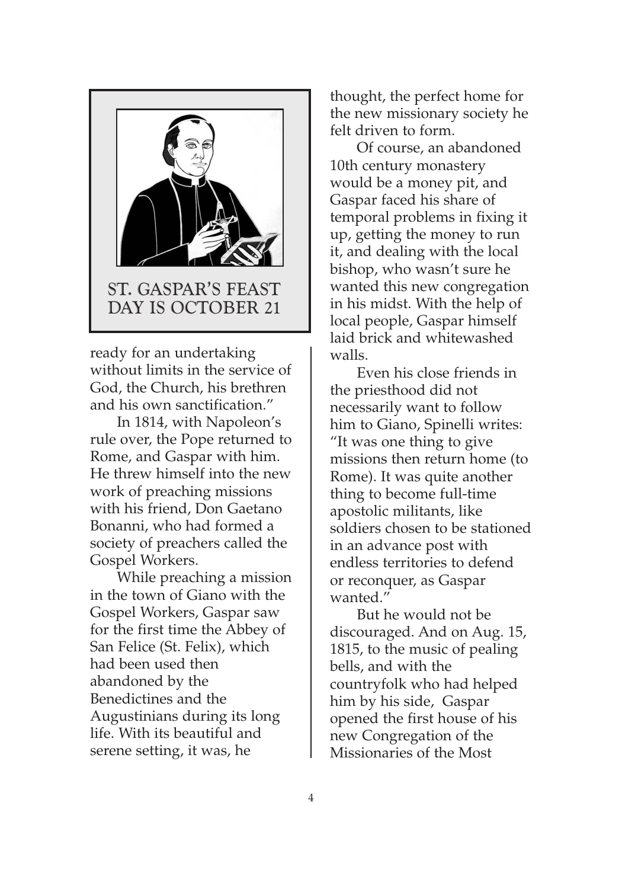ST. GASPAR'S FEAST DAY IS OCTOBER 21

ready for an undertaking without limits in the service of God, the Church, his brethren and his own sanctification."

In 1814, with Napoleon's rule over, the Pope returned to Rome, and Gaspar with him. He threw himself into the new work of preaching missions with his friend, Don Gaetano Bonanni, who had formed a society of preachers called the Gospel Workers.

While preaching a mission in the town of Giano with the Gospel Workers, Gaspar saw for the first time the Abbey of San Felice (St. Felix), which had been used then abandoned by the Benedictines and the Augustinians during its long life. With its beautiful and serene setting, it was, he thought, the perfect home for the new missionary society he felt driven to form.

Of course, an abandoned 10th century monastery would be a money pit, and Gaspar faced his share of temporal problems in fixing it up, getting the money to run it, and dealing with the local bishop, who wasn't sure he wanted this new congregation in his midst. With the help of local people, Gaspar himself laid brick and whitewashed walls.

Even his close friends in the priesthood did not necessarily want to follow him to Giano, Spinelli writes: "It was one thing to give missions then return home (to Rome). It was quite another thing to become full-time apostolic militants, like soldiers chosen to be stationed in an advance post with endless territories to defend or reconquer, as Gaspar wanted."

But he would not be discouraged. And on Aug. 15, 1815, to the music of pealing bells, and with the countryfolk who had helped him by his side, Gaspar opened the first house of his new Congregation of the Missionaries of the Most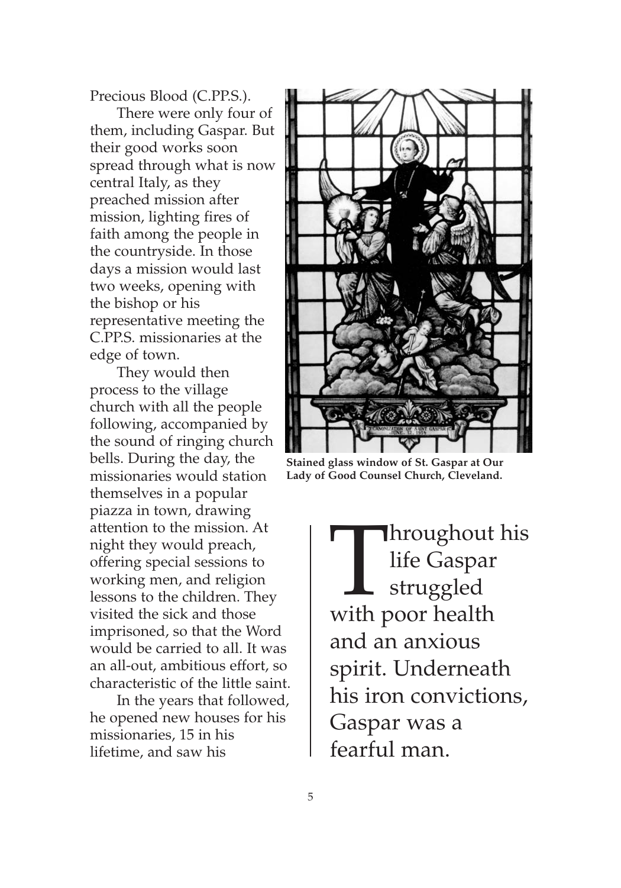Precious Blood (C.PP.S.).

There were only four of them, including Gaspar. But their good works soon spread through what is now central Italy, as they preached mission after mission, lighting fires of faith among the people in the countryside. In those days a mission would last two weeks, opening with the bishop or his representative meeting the C.PP.S. missionaries at the edge of town.

They would then process to the village church with all the people following, accompanied by the sound of ringing church bells. During the day, the missionaries would station themselves in a popular piazza in town, drawing attention to the mission. At night they would preach, offering special sessions to working men, and religion lessons to the children. They visited the sick and those imprisoned, so that the Word would be carried to all. It was an all-out, ambitious effort, so characteristic of the little saint.

In the years that followed, he opened new houses for his missionaries, 15 in his lifetime, and saw his

**Stained glass window of St. Gaspar at Our Lady of Good Counsel Church, Cleveland.**

> Throughout his life Gaspar struggled with poor health and an anxious spirit. Underneath his iron convictions, Gaspar was a fearful man.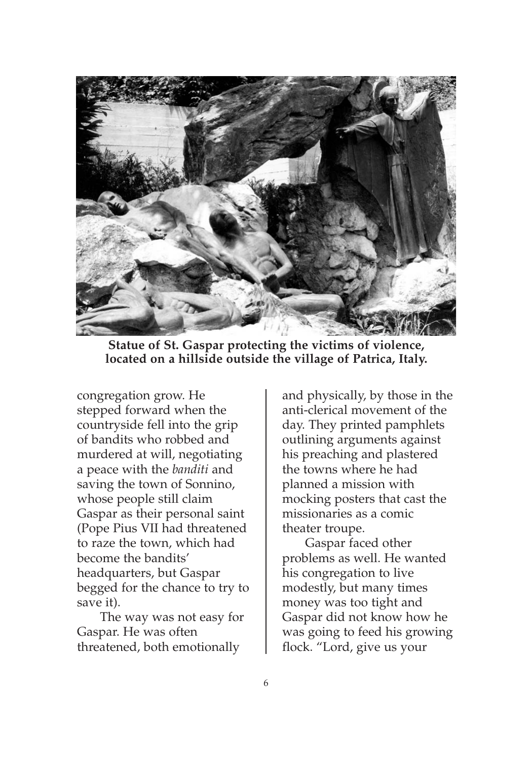**Statue of St. Gaspar protecting the victims of violence, located on a hillside outside the village of Patrica, Italy.**

congregation grow. He stepped forward when the countryside fell into the grip of bandits who robbed and murdered at will, negotiating a peace with the *banditi* and saving the town of Sonnino, whose people still claim Gaspar as their personal saint (Pope Pius VII had threatened to raze the town, which had become the bandits' headquarters, but Gaspar begged for the chance to try to save it).

The way was not easy for Gaspar. He was often threatened, both emotionally and physically, by those in the anti-clerical movement of the day. They printed pamphlets outlining arguments against his preaching and plastered the towns where he had planned a mission with mocking posters that cast the missionaries as a comic theater troupe.

Gaspar faced other problems as well. He wanted his congregation to live modestly, but many times money was too tight and Gaspar did not know how he was going to feed his growing flock. "Lord, give us your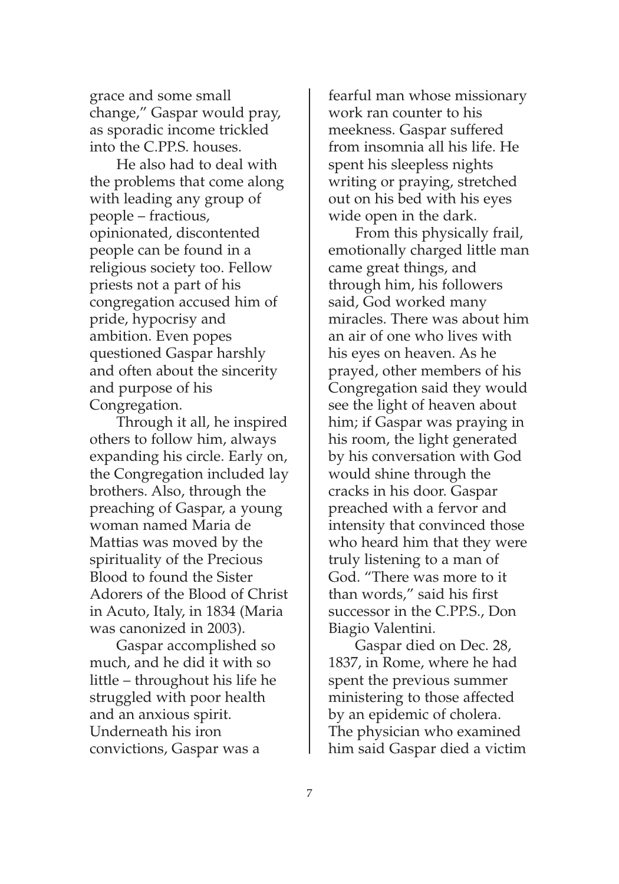grace and some small change," Gaspar would pray, as sporadic income trickled into the C.PP.S. houses.

He also had to deal with the problems that come along with leading any group of people – fractious, opinionated, discontented people can be found in a religious society too. Fellow priests not a part of his congregation accused him of pride, hypocrisy and ambition. Even popes questioned Gaspar harshly and often about the sincerity and purpose of his Congregation.

Through it all, he inspired others to follow him, always expanding his circle. Early on, the Congregation included lay brothers. Also, through the preaching of Gaspar, a young woman named Maria de Mattias was moved by the spirituality of the Precious Blood to found the Sister Adorers of the Blood of Christ in Acuto, Italy, in 1834 (Maria was canonized in 2003).

Gaspar accomplished so much, and he did it with so little – throughout his life he struggled with poor health and an anxious spirit. Underneath his iron convictions, Gaspar was a fearful man whose missionary work ran counter to his meekness. Gaspar suffered from insomnia all his life. He spent his sleepless nights writing or praying, stretched out on his bed with his eyes wide open in the dark.

From this physically frail, emotionally charged little man came great things, and through him, his followers said, God worked many miracles. There was about him an air of one who lives with his eyes on heaven. As he prayed, other members of his Congregation said they would see the light of heaven about him; if Gaspar was praying in his room, the light generated by his conversation with God would shine through the cracks in his door. Gaspar preached with a fervor and intensity that convinced those who heard him that they were truly listening to a man of God. "There was more to it than words," said his first successor in the C.PP.S., Don Biagio Valentini.

Gaspar died on Dec. 28, 1837, in Rome, where he had spent the previous summer ministering to those affected by an epidemic of cholera. The physician who examined him said Gaspar died a victim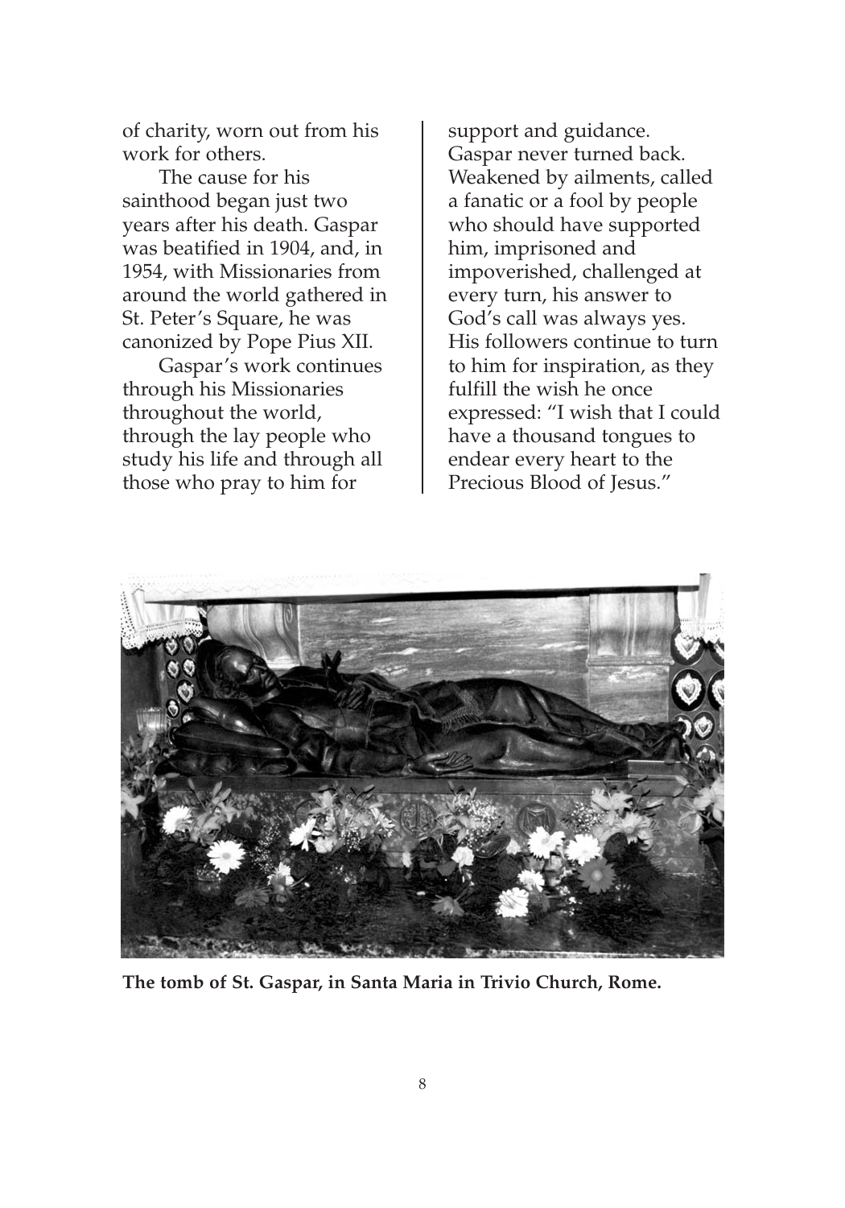of charity, worn out from his work for others.

The cause for his sainthood began just two years after his death. Gaspar was beatified in 1904, and, in 1954, with Missionaries from around the world gathered in St. Peter's Square, he was canonized by Pope Pius XII.

Gaspar's work continues through his Missionaries throughout the world, through the lay people who study his life and through all those who pray to him for support and guidance. Gaspar never turned back. Weakened by ailments, called a fanatic or a fool by people who should have supported him, imprisoned and impoverished, challenged at every turn, his answer to God's call was always yes. His followers continue to turn to him for inspiration, as they fulfill the wish he once expressed: "I wish that I could have a thousand tongues to endear every heart to the Precious Blood of Jesus."

**The tomb of St. Gaspar, in Santa Maria in Trivio Church, Rome.**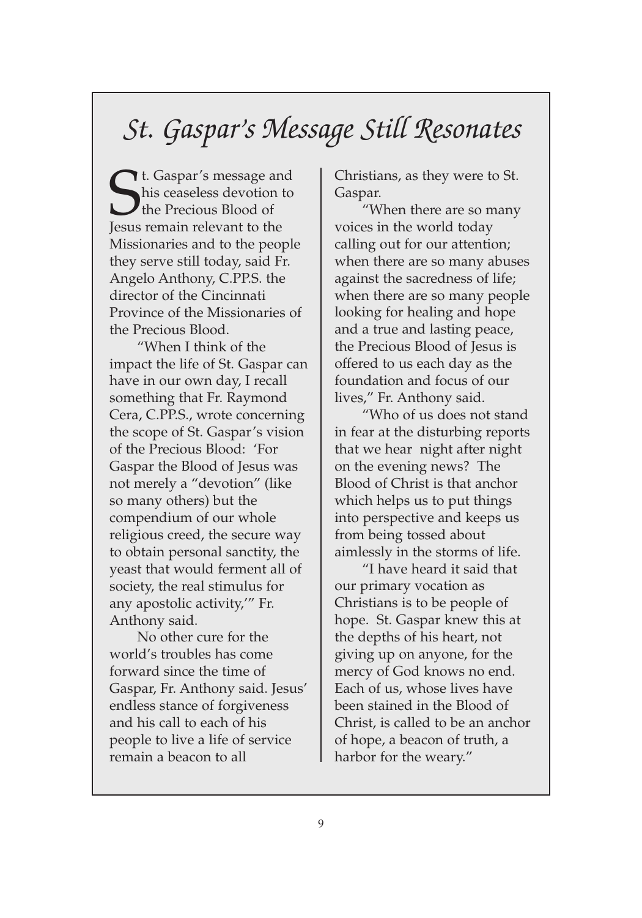# *St. Gaspar's Message Still Resonates*

St. Gaspar's message and his ceaseless devotion to the Precious Blood of Jesus remain relevant to the Missionaries and to the people they serve still today, said Fr. Angelo Anthony, C.PP.S. the director of the Cincinnati Province of the Missionaries of the Precious Blood.

"When I think of the impact the life of St. Gaspar can have in our own day, I recall something that Fr. Raymond Cera, C.PP.S., wrote concerning the scope of St. Gaspar's vision of the Precious Blood: 'For Gaspar the Blood of Jesus was not merely a "devotion" (like so many others) but the compendium of our whole religious creed, the secure way to obtain personal sanctity, the yeast that would ferment all of society, the real stimulus for any apostolic activity,'" Fr. Anthony said.

No other cure for the world's troubles has come forward since the time of Gaspar, Fr. Anthony said. Jesus' endless stance of forgiveness and his call to each of his people to live a life of service remain a beacon to all Christians, as they were to St. Gaspar.

"When there are so many voices in the world today calling out for our attention; when there are so many abuses against the sacredness of life; when there are so many people looking for healing and hope and a true and lasting peace, the Precious Blood of Jesus is offered to us each day as the foundation and focus of our lives," Fr. Anthony said.

"Who of us does not stand in fear at the disturbing reports that we hear night after night on the evening news? The Blood of Christ is that anchor which helps us to put things into perspective and keeps us from being tossed about aimlessly in the storms of life.

"I have heard it said that our primary vocation as Christians is to be people of hope. St. Gaspar knew this at the depths of his heart, not giving up on anyone, for the mercy of God knows no end. Each of us, whose lives have been stained in the Blood of Christ, is called to be an anchor of hope, a beacon of truth, a harbor for the weary."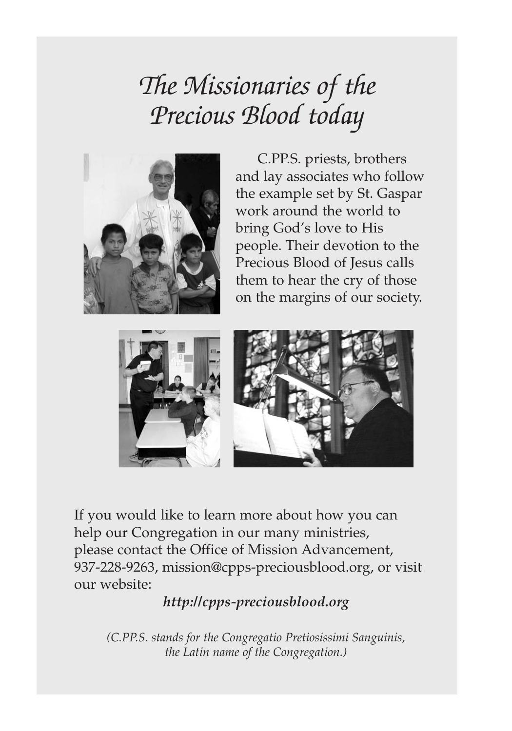# *The Missionaries of the Precious Blood today*

C.PP.S. priests, brothers and lay associates who follow the example set by St. Gaspar work around the world to bring God's love to His people. Their devotion to the Precious Blood of Jesus calls them to hear the cry of those on the margins of our society.

If you would like to learn more about how you can help our Congregation in our many ministries, please contact the Office of Mission Advancement, 937-228-9263, mission@cpps-preciousblood.org, or visit our website:

***http://cpps-preciousblood.org***

*(C.PP.S. stands for the Congregatio Pretiosissimi Sanguinis, the Latin name of the Congregation.)*